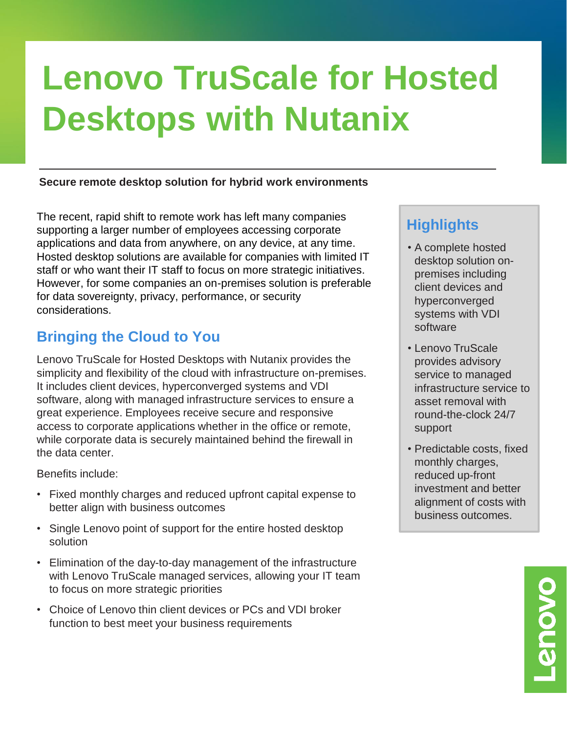# Lenovo TruScale for Hosted Desktops with Nutanix

**Secure remote desktop solution for hybrid work environments**

The recent, rapid shift to remote work has left many companies supporting a larger number of employees accessing corporate applications and data from anywhere, on any device, at any time. Hosted desktop solutions are available for companies with limited IT staff or who want their IT staff to focus on more strategic initiatives. However, for some companies an on-premises solution is preferable for data sovereignty, privacy, performance, or security considerations.

## Bringing the Cloud to You

Lenovo TruScale for Hosted Desktops with Nutanix provides the simplicity and flexibility of the cloud with infrastructure on-premises. It includes client devices, hyperconverged systems and VDI software, along with managed infrastructure services to ensure a great experience. Employees receive secure and responsive access to corporate applications whether in the office or remote, while corporate data is securely maintained behind the firewall in the data center.

Benefits include:

- Fixed monthly charges and reduced upfront capital expense to better align with business outcomes
- Single Lenovo point of support for the entire hosted desktop solution
- Elimination of the day-to-day management of the infrastructure with Lenovo TruScale managed services, allowing your IT team to focus on more strategic priorities
- Choice of Lenovo thin client devices or PCs and VDI broker function to best meet your business requirements

## Highlights

- A complete hosted desktop solution on-premises including client devices and hyperconverged systems with VDI software
- Lenovo TruScale provides advisory service to managed infrastructure service to asset removal with round-the-clock 24/7 support
- Predictable costs, fixed monthly charges, reduced up-front investment and better alignment of costs with business outcomes.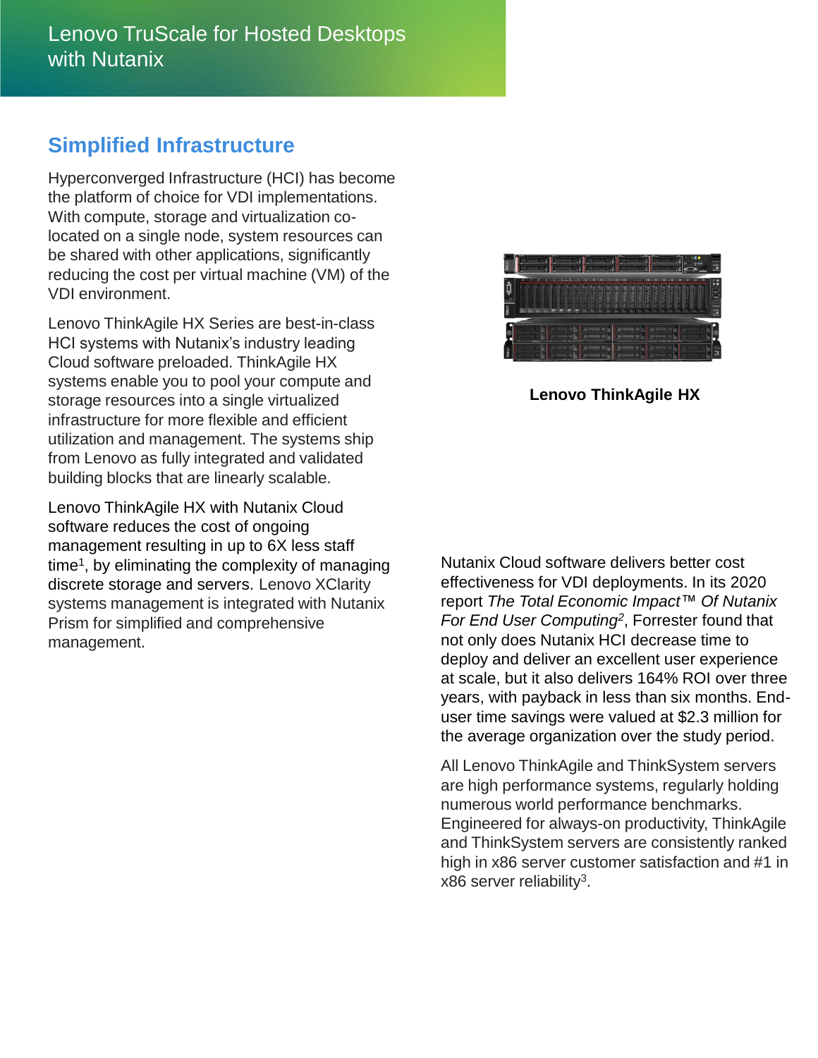## Simplified Infrastructure

Hyperconverged Infrastructure (HCI) has become the platform of choice for VDI implementations. With compute, storage and virtualization co-located on a single node, system resources can be shared with other applications, significantly reducing the cost per virtual machine (VM) of the VDI environment.

Lenovo ThinkAgile HX Series are best-in-class HCI systems with Nutanix's industry leading Cloud software preloaded. ThinkAgile HX systems enable you to pool your compute and storage resources into a single virtualized infrastructure for more flexible and efficient utilization and management. The systems ship from Lenovo as fully integrated and validated building blocks that are linearly scalable.

Lenovo ThinkAgile HX with Nutanix Cloud software reduces the cost of ongoing management resulting in up to 6X less staff time[1], by eliminating the complexity of managing discrete storage and servers. Lenovo XClarity systems management is integrated with Nutanix Prism for simplified and comprehensive management.

**Lenovo ThinkAgile HX**

Nutanix Cloud software delivers better cost effectiveness for VDI deployments. In its 2020 report *The Total Economic Impact™ Of Nutanix For End User Computing*[2], Forrester found that not only does Nutanix HCI decrease time to deploy and deliver an excellent user experience at scale, but it also delivers 164% ROI over three years, with payback in less than six months. End-user time savings were valued at $2.3 million for the average organization over the study period.

All Lenovo ThinkAgile and ThinkSystem servers are high performance systems, regularly holding numerous world performance benchmarks. Engineered for always-on productivity, ThinkAgile and ThinkSystem servers are consistently ranked high in x86 server customer satisfaction and #1 in x86 server reliability[3].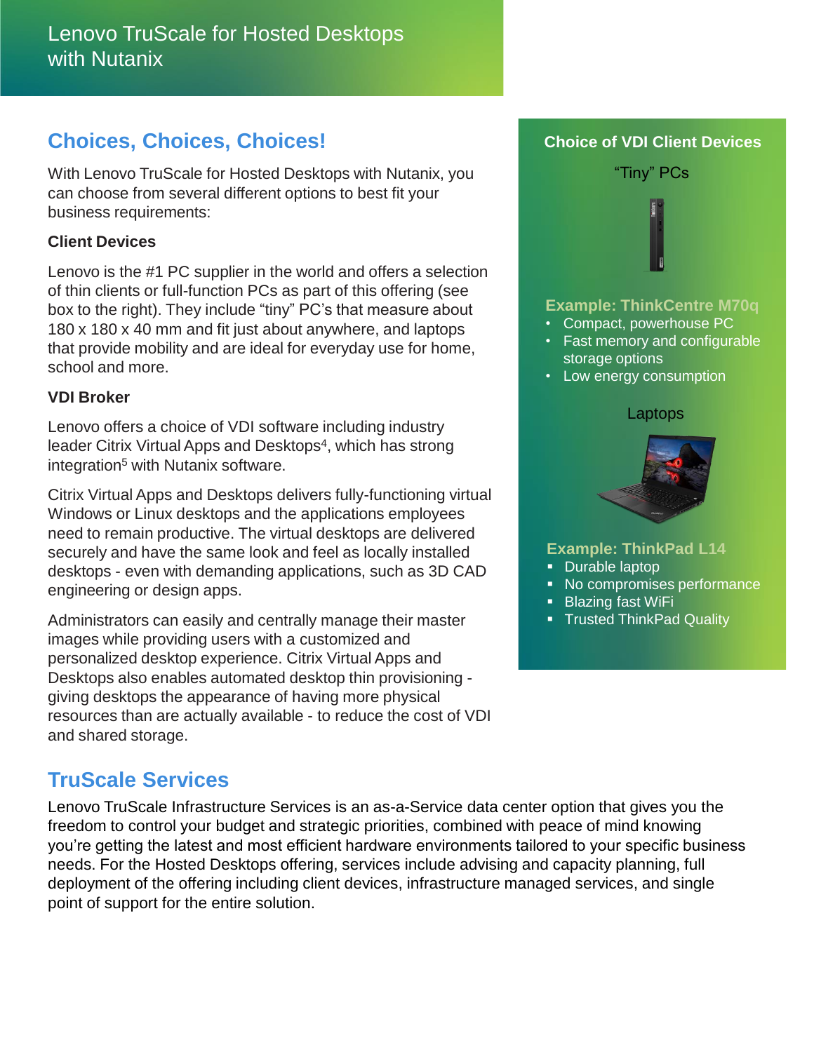## Choices, Choices, Choices!

With Lenovo TruScale for Hosted Desktops with Nutanix, you can choose from several different options to best fit your business requirements:

### Client Devices

Lenovo is the #1 PC supplier in the world and offers a selection of thin clients or full-function PCs as part of this offering (see box to the right). They include "tiny" PC's that measure about 180 x 180 x 40 mm and fit just about anywhere, and laptops that provide mobility and are ideal for everyday use for home, school and more.

### VDI Broker

Lenovo offers a choice of VDI software including industry leader Citrix Virtual Apps and Desktops[4], which has strong integration[5] with Nutanix software.

Citrix Virtual Apps and Desktops delivers fully-functioning virtual Windows or Linux desktops and the applications employees need to remain productive. The virtual desktops are delivered securely and have the same look and feel as locally installed desktops - even with demanding applications, such as 3D CAD engineering or design apps.

Administrators can easily and centrally manage their master images while providing users with a customized and personalized desktop experience. Citrix Virtual Apps and Desktops also enables automated desktop thin provisioning - giving desktops the appearance of having more physical resources than are actually available - to reduce the cost of VDI and shared storage.

### Choice of VDI Client Devices

"Tiny" PCs

**Example: ThinkCentre M70q**

- Compact, powerhouse PC
- Fast memory and configurable storage options
- Low energy consumption

Laptops

**Example: ThinkPad L14**

- Durable laptop
- No compromises performance
- Blazing fast WiFi
- Trusted ThinkPad Quality

## TruScale Services

Lenovo TruScale Infrastructure Services is an as-a-Service data center option that gives you the freedom to control your budget and strategic priorities, combined with peace of mind knowing you're getting the latest and most efficient hardware environments tailored to your specific business needs. For the Hosted Desktops offering, services include advising and capacity planning, full deployment of the offering including client devices, infrastructure managed services, and single point of support for the entire solution.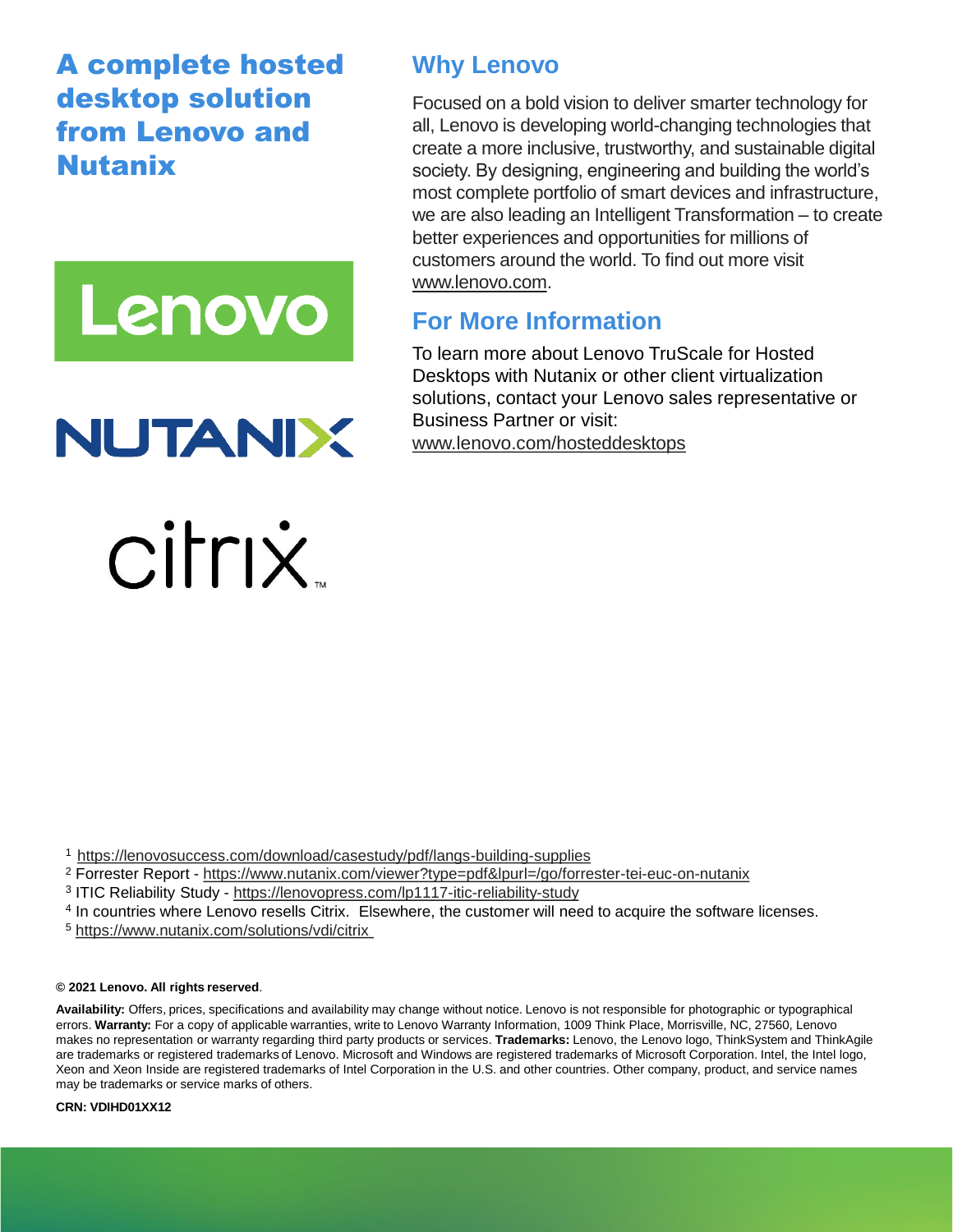# A complete hosted desktop solution from Lenovo and Nutanix

## Why Lenovo

Focused on a bold vision to deliver smarter technology for all, Lenovo is developing world-changing technologies that create a more inclusive, trustworthy, and sustainable digital society. By designing, engineering and building the world's most complete portfolio of smart devices and infrastructure, we are also leading an Intelligent Transformation – to create better experiences and opportunities for millions of customers around the world. To find out more visit www.lenovo.com.

## For More Information

To learn more about Lenovo TruScale for Hosted Desktops with Nutanix or other client virtualization solutions, contact your Lenovo sales representative or Business Partner or visit: www.lenovo.com/hosteddesktops

[1] https://lenovosuccess.com/download/casestudy/pdf/langs-building-supplies
[2] Forrester Report - https://www.nutanix.com/viewer?type=pdf&lpurl=/go/forrester-tei-euc-on-nutanix
[3] ITIC Reliability Study - https://lenovopress.com/lp1117-itic-reliability-study
[4] In countries where Lenovo resells Citrix. Elsewhere, the customer will need to acquire the software licenses.
[5] https://www.nutanix.com/solutions/vdi/citrix

**© 2021 Lenovo. All rights reserved**.

**Availability:** Offers, prices, specifications and availability may change without notice. Lenovo is not responsible for photographic or typographical errors. **Warranty:** For a copy of applicable warranties, write to Lenovo Warranty Information, 1009 Think Place, Morrisville, NC, 27560, Lenovo makes no representation or warranty regarding third party products or services. **Trademarks:** Lenovo, the Lenovo logo, ThinkSystem and ThinkAgile are trademarks or registered trademarks of Lenovo. Microsoft and Windows are registered trademarks of Microsoft Corporation. Intel, the Intel logo, Xeon and Xeon Inside are registered trademarks of Intel Corporation in the U.S. and other countries. Other company, product, and service names may be trademarks or service marks of others.

**CRN: VDIHD01XX12**